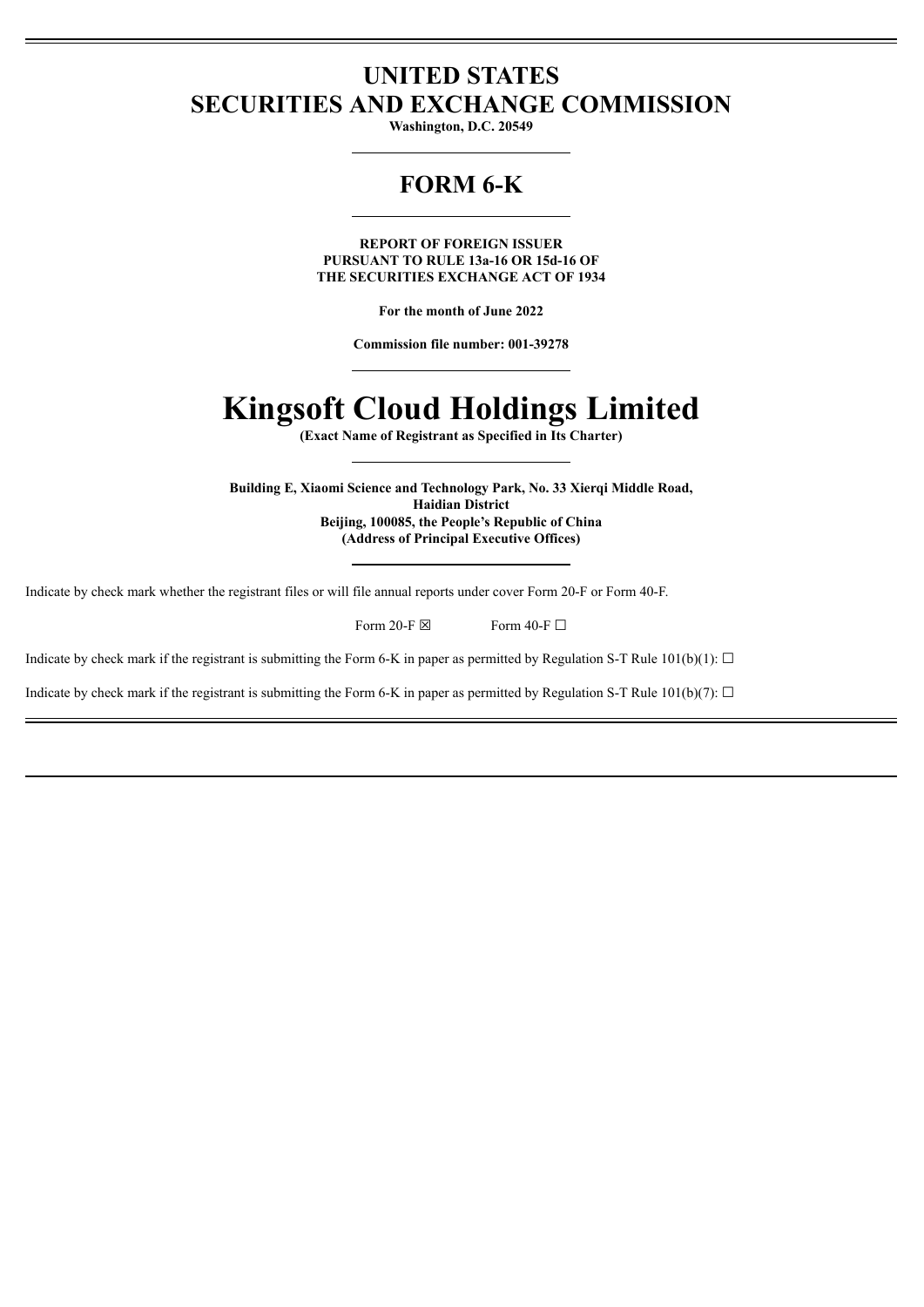# UNITED STATES
# SECURITIES AND EXCHANGE COMMISSION

**Washington, D.C. 20549**

## FORM 6-K

**REPORT OF FOREIGN ISSUER**
**PURSUANT TO RULE 13a-16 OR 15d-16 OF**
**THE SECURITIES EXCHANGE ACT OF 1934**

**For the month of June 2022**

**Commission file number: 001-39278**

# Kingsoft Cloud Holdings Limited

**(Exact Name of Registrant as Specified in Its Charter)**

**Building E, Xiaomi Science and Technology Park, No. 33 Xierqi Middle Road,**
**Haidian District**
**Beijing, 100085, the People's Republic of China**
**(Address of Principal Executive Offices)**

Indicate by check mark whether the registrant files or will file annual reports under cover Form 20-F or Form 40-F.

Form 20-F ☒ Form 40-F ☐

Indicate by check mark if the registrant is submitting the Form 6-K in paper as permitted by Regulation S-T Rule 101(b)(1): ☐

Indicate by check mark if the registrant is submitting the Form 6-K in paper as permitted by Regulation S-T Rule 101(b)(7): ☐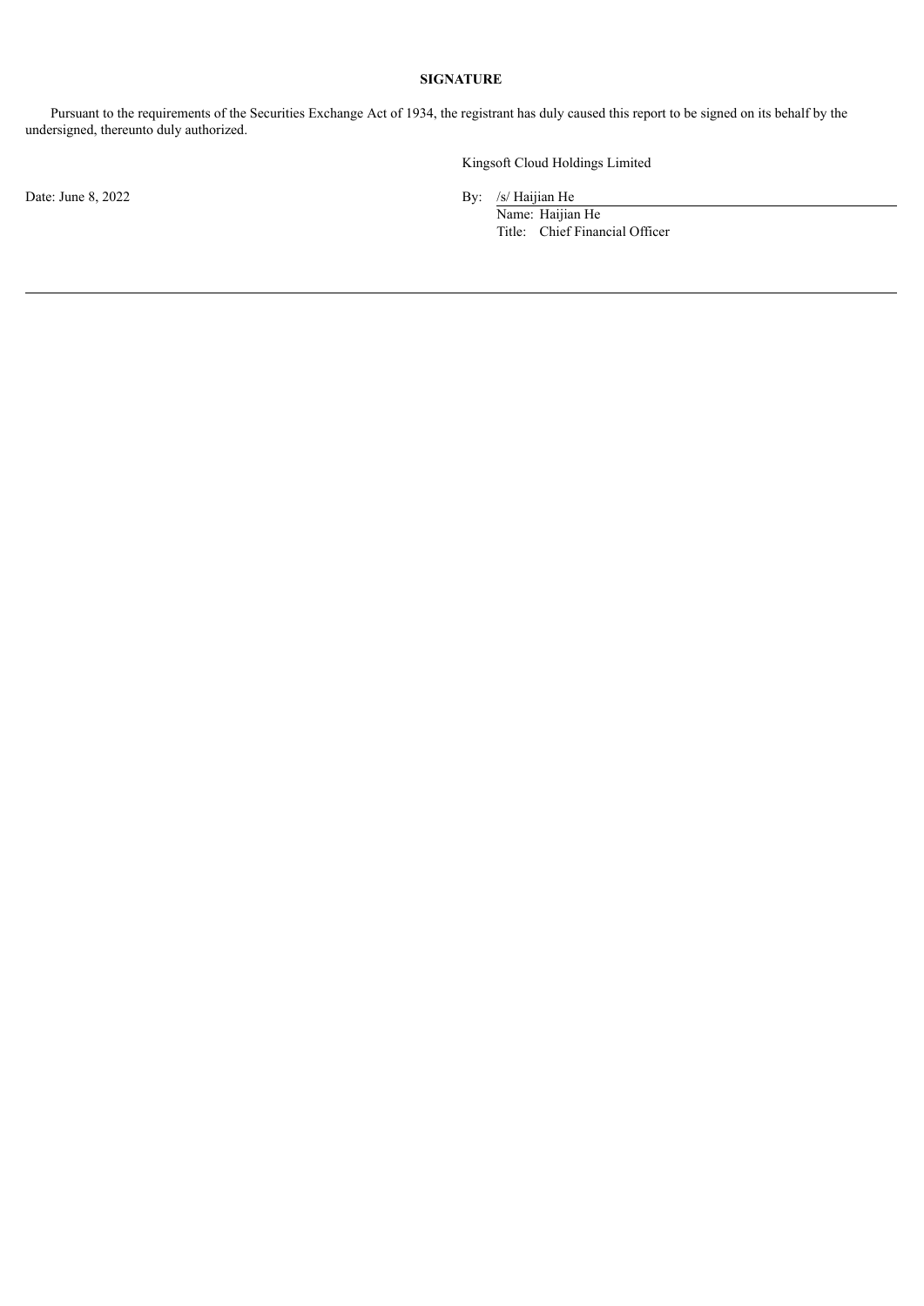**SIGNATURE**

Pursuant to the requirements of the Securities Exchange Act of 1934, the registrant has duly caused this report to be signed on its behalf by the undersigned, thereunto duly authorized.

Kingsoft Cloud Holdings Limited

Date: June 8, 2022

By: /s/ Haijian He
Name: Haijian He
Title: Chief Financial Officer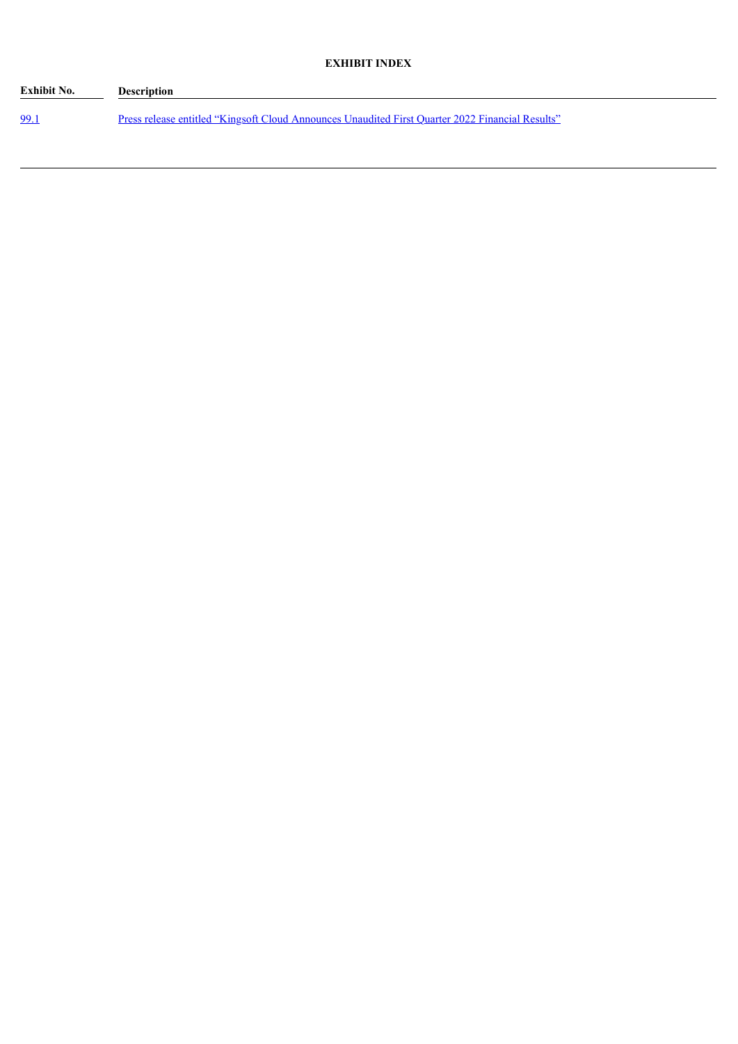**EXHIBIT INDEX**

| Exhibit No. | Description |
| --- | --- |
| 99.1 | Press release entitled "Kingsoft Cloud Announces Unaudited First Quarter 2022 Financial Results" |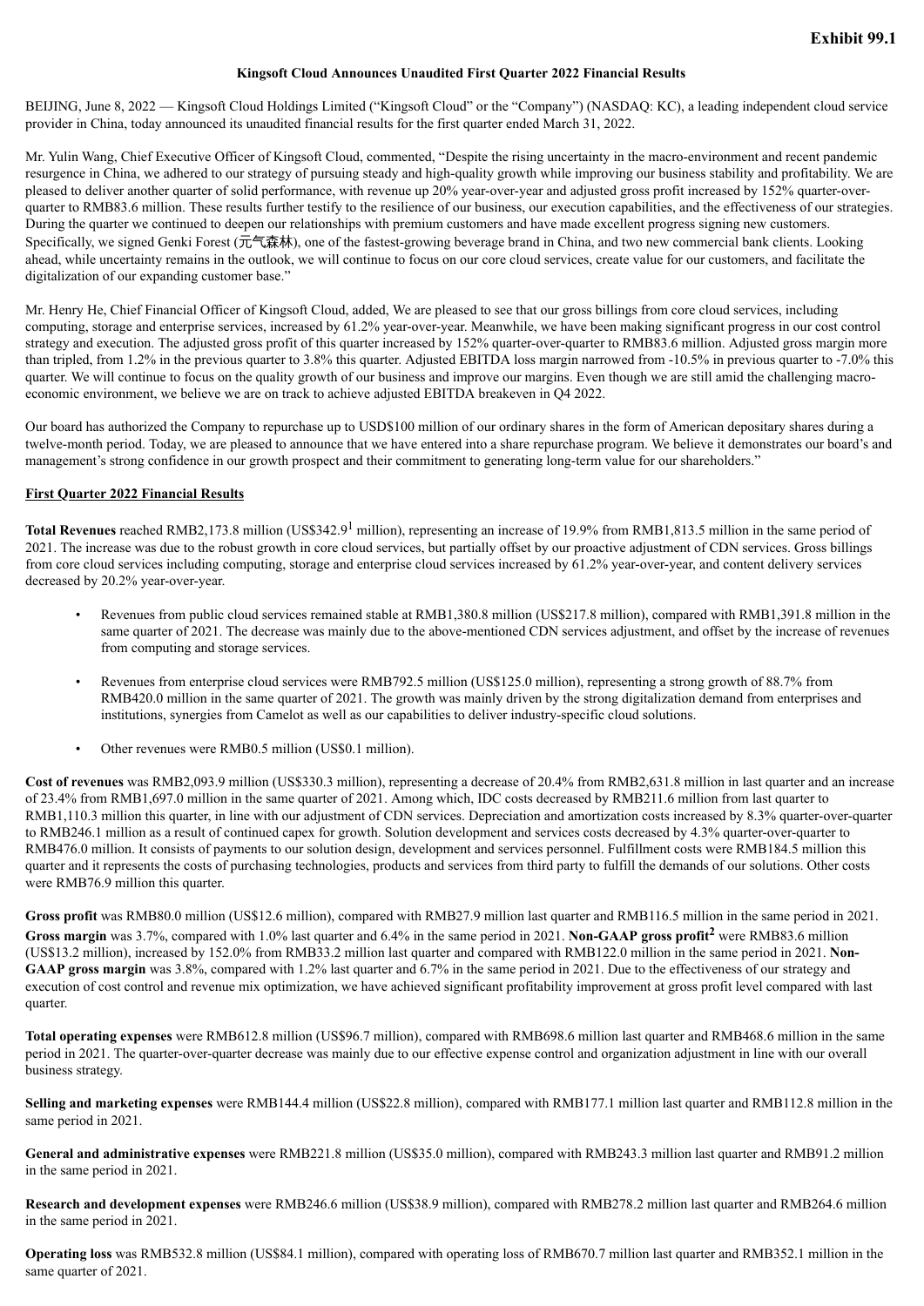**Exhibit 99.1**

**Kingsoft Cloud Announces Unaudited First Quarter 2022 Financial Results**

BEIJING, June 8, 2022 — Kingsoft Cloud Holdings Limited ("Kingsoft Cloud" or the "Company") (NASDAQ: KC), a leading independent cloud service provider in China, today announced its unaudited financial results for the first quarter ended March 31, 2022.

Mr. Yulin Wang, Chief Executive Officer of Kingsoft Cloud, commented, "Despite the rising uncertainty in the macro-environment and recent pandemic resurgence in China, we adhered to our strategy of pursuing steady and high-quality growth while improving our business stability and profitability. We are pleased to deliver another quarter of solid performance, with revenue up 20% year-over-year and adjusted gross profit increased by 152% quarter-over-quarter to RMB83.6 million. These results further testify to the resilience of our business, our execution capabilities, and the effectiveness of our strategies. During the quarter we continued to deepen our relationships with premium customers and have made excellent progress signing new customers. Specifically, we signed Genki Forest (元气森林), one of the fastest-growing beverage brand in China, and two new commercial bank clients. Looking ahead, while uncertainty remains in the outlook, we will continue to focus on our core cloud services, create value for our customers, and facilitate the digitalization of our expanding customer base."

Mr. Henry He, Chief Financial Officer of Kingsoft Cloud, added, We are pleased to see that our gross billings from core cloud services, including computing, storage and enterprise services, increased by 61.2% year-over-year. Meanwhile, we have been making significant progress in our cost control strategy and execution. The adjusted gross profit of this quarter increased by 152% quarter-over-quarter to RMB83.6 million. Adjusted gross margin more than tripled, from 1.2% in the previous quarter to 3.8% this quarter. Adjusted EBITDA loss margin narrowed from -10.5% in previous quarter to -7.0% this quarter. We will continue to focus on the quality growth of our business and improve our margins. Even though we are still amid the challenging macro-economic environment, we believe we are on track to achieve adjusted EBITDA breakeven in Q4 2022.

Our board has authorized the Company to repurchase up to USD$100 million of our ordinary shares in the form of American depositary shares during a twelve-month period. Today, we are pleased to announce that we have entered into a share repurchase program. We believe it demonstrates our board's and management's strong confidence in our growth prospect and their commitment to generating long-term value for our shareholders."

**First Quarter 2022 Financial Results**

**Total Revenues** reached RMB2,173.8 million (US$342.9[1] million), representing an increase of 19.9% from RMB1,813.5 million in the same period of 2021. The increase was due to the robust growth in core cloud services, but partially offset by our proactive adjustment of CDN services. Gross billings from core cloud services including computing, storage and enterprise cloud services increased by 61.2% year-over-year, and content delivery services decreased by 20.2% year-over-year.

- Revenues from public cloud services remained stable at RMB1,380.8 million (US$217.8 million), compared with RMB1,391.8 million in the same quarter of 2021. The decrease was mainly due to the above-mentioned CDN services adjustment, and offset by the increase of revenues from computing and storage services.

- Revenues from enterprise cloud services were RMB792.5 million (US$125.0 million), representing a strong growth of 88.7% from RMB420.0 million in the same quarter of 2021. The growth was mainly driven by the strong digitalization demand from enterprises and institutions, synergies from Camelot as well as our capabilities to deliver industry-specific cloud solutions.

- Other revenues were RMB0.5 million (US$0.1 million).

**Cost of revenues** was RMB2,093.9 million (US$330.3 million), representing a decrease of 20.4% from RMB2,631.8 million in last quarter and an increase of 23.4% from RMB1,697.0 million in the same quarter of 2021. Among which, IDC costs decreased by RMB211.6 million from last quarter to RMB1,110.3 million this quarter, in line with our adjustment of CDN services. Depreciation and amortization costs increased by 8.3% quarter-over-quarter to RMB246.1 million as a result of continued capex for growth. Solution development and services costs decreased by 4.3% quarter-over-quarter to RMB476.0 million. It consists of payments to our solution design, development and services personnel. Fulfillment costs were RMB184.5 million this quarter and it represents the costs of purchasing technologies, products and services from third party to fulfill the demands of our solutions. Other costs were RMB76.9 million this quarter.

**Gross profit** was RMB80.0 million (US$12.6 million), compared with RMB27.9 million last quarter and RMB116.5 million in the same period in 2021. **Gross margin** was 3.7%, compared with 1.0% last quarter and 6.4% in the same period in 2021. **Non-GAAP gross profit[2]** were RMB83.6 million (US$13.2 million), increased by 152.0% from RMB33.2 million last quarter and compared with RMB122.0 million in the same period in 2021. **Non-GAAP gross margin** was 3.8%, compared with 1.2% last quarter and 6.7% in the same period in 2021. Due to the effectiveness of our strategy and execution of cost control and revenue mix optimization, we have achieved significant profitability improvement at gross profit level compared with last quarter.

**Total operating expenses** were RMB612.8 million (US$96.7 million), compared with RMB698.6 million last quarter and RMB468.6 million in the same period in 2021. The quarter-over-quarter decrease was mainly due to our effective expense control and organization adjustment in line with our overall business strategy.

**Selling and marketing expenses** were RMB144.4 million (US$22.8 million), compared with RMB177.1 million last quarter and RMB112.8 million in the same period in 2021.

**General and administrative expenses** were RMB221.8 million (US$35.0 million), compared with RMB243.3 million last quarter and RMB91.2 million in the same period in 2021.

**Research and development expenses** were RMB246.6 million (US$38.9 million), compared with RMB278.2 million last quarter and RMB264.6 million in the same period in 2021.

**Operating loss** was RMB532.8 million (US$84.1 million), compared with operating loss of RMB670.7 million last quarter and RMB352.1 million in the same quarter of 2021.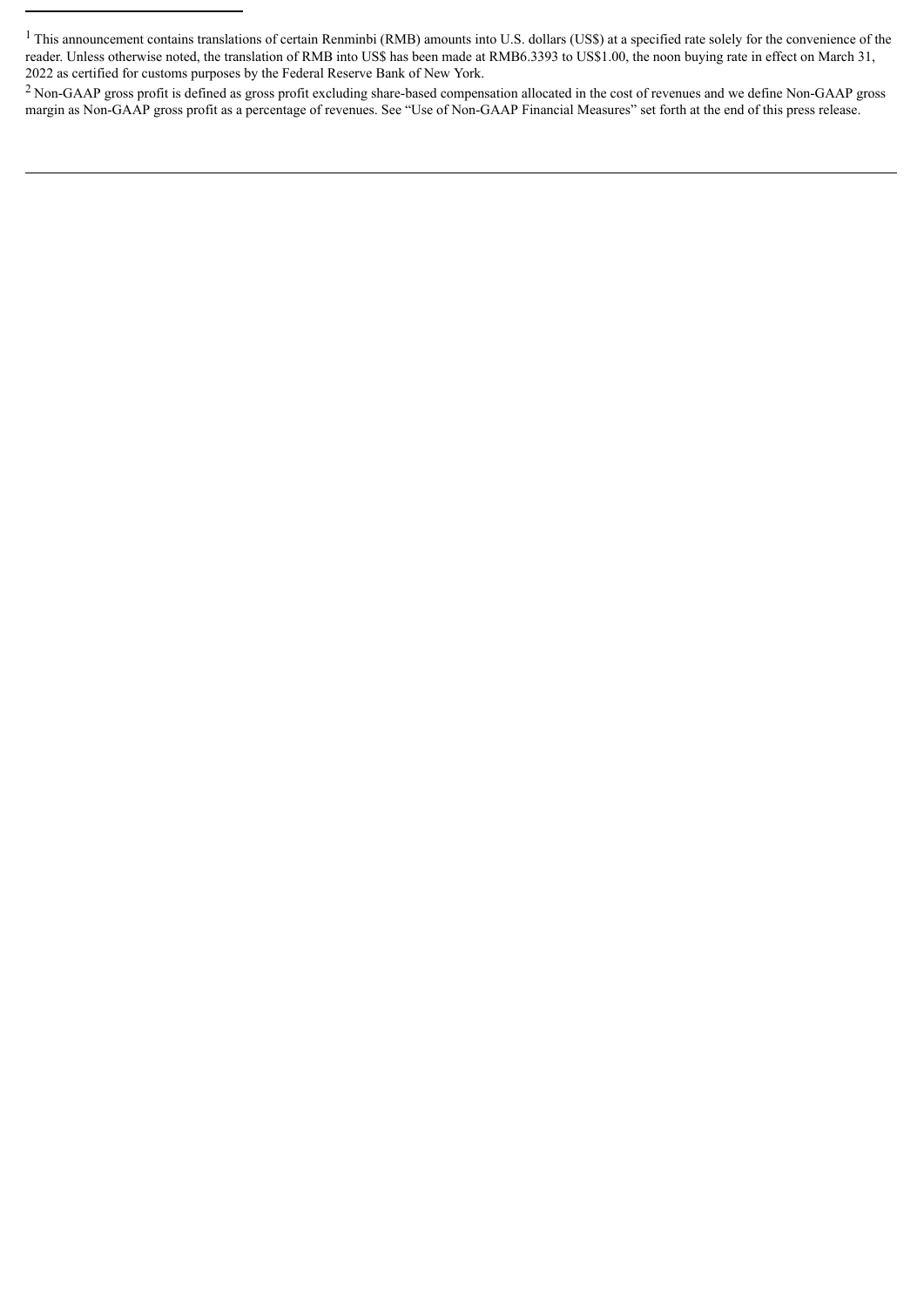[1] This announcement contains translations of certain Renminbi (RMB) amounts into U.S. dollars (US$) at a specified rate solely for the convenience of the reader. Unless otherwise noted, the translation of RMB into US$ has been made at RMB6.3393 to US$1.00, the noon buying rate in effect on March 31, 2022 as certified for customs purposes by the Federal Reserve Bank of New York.

[2] Non-GAAP gross profit is defined as gross profit excluding share-based compensation allocated in the cost of revenues and we define Non-GAAP gross margin as Non-GAAP gross profit as a percentage of revenues. See "Use of Non-GAAP Financial Measures" set forth at the end of this press release.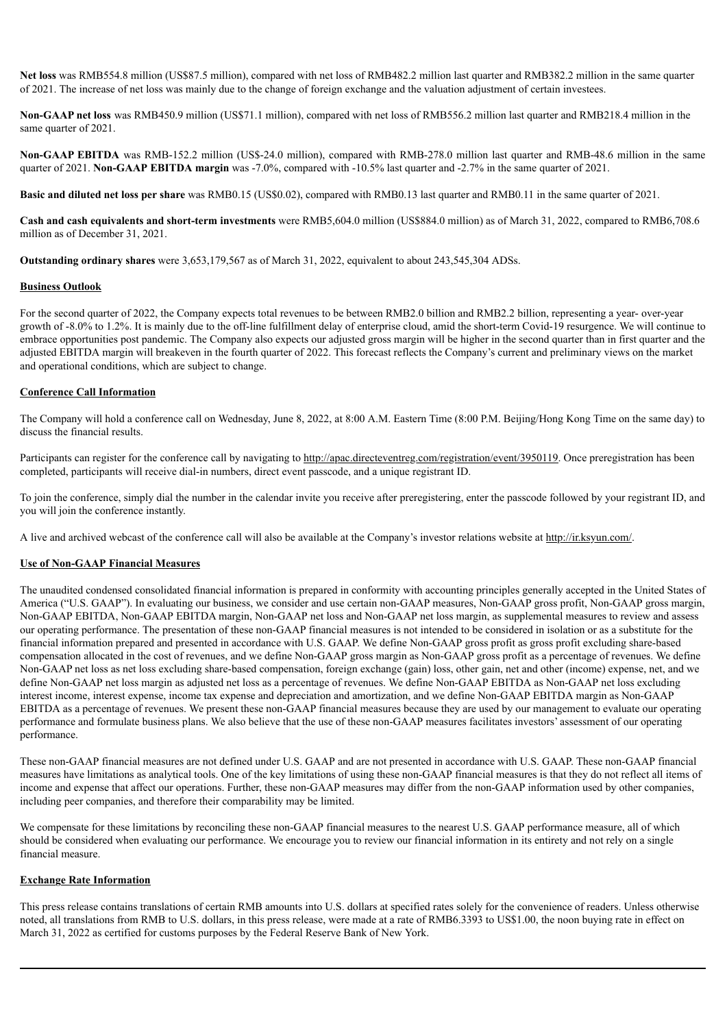**Net loss** was RMB554.8 million (US$87.5 million), compared with net loss of RMB482.2 million last quarter and RMB382.2 million in the same quarter of 2021. The increase of net loss was mainly due to the change of foreign exchange and the valuation adjustment of certain investees.

**Non-GAAP net loss** was RMB450.9 million (US$71.1 million), compared with net loss of RMB556.2 million last quarter and RMB218.4 million in the same quarter of 2021.

**Non-GAAP EBITDA** was RMB-152.2 million (US$-24.0 million), compared with RMB-278.0 million last quarter and RMB-48.6 million in the same quarter of 2021. **Non-GAAP EBITDA margin** was -7.0%, compared with -10.5% last quarter and -2.7% in the same quarter of 2021.

**Basic and diluted net loss per share** was RMB0.15 (US$0.02), compared with RMB0.13 last quarter and RMB0.11 in the same quarter of 2021.

**Cash and cash equivalents and short-term investments** were RMB5,604.0 million (US$884.0 million) as of March 31, 2022, compared to RMB6,708.6 million as of December 31, 2021.

**Outstanding ordinary shares** were 3,653,179,567 as of March 31, 2022, equivalent to about 243,545,304 ADSs.

## Business Outlook

For the second quarter of 2022, the Company expects total revenues to be between RMB2.0 billion and RMB2.2 billion, representing a year- over-year growth of -8.0% to 1.2%. It is mainly due to the off-line fulfillment delay of enterprise cloud, amid the short-term Covid-19 resurgence. We will continue to embrace opportunities post pandemic. The Company also expects our adjusted gross margin will be higher in the second quarter than in first quarter and the adjusted EBITDA margin will breakeven in the fourth quarter of 2022. This forecast reflects the Company's current and preliminary views on the market and operational conditions, which are subject to change.

## Conference Call Information

The Company will hold a conference call on Wednesday, June 8, 2022, at 8:00 A.M. Eastern Time (8:00 P.M. Beijing/Hong Kong Time on the same day) to discuss the financial results.

Participants can register for the conference call by navigating to http://apac.directeventreg.com/registration/event/3950119. Once preregistration has been completed, participants will receive dial-in numbers, direct event passcode, and a unique registrant ID.

To join the conference, simply dial the number in the calendar invite you receive after preregistering, enter the passcode followed by your registrant ID, and you will join the conference instantly.

A live and archived webcast of the conference call will also be available at the Company's investor relations website at http://ir.ksyun.com/.

## Use of Non-GAAP Financial Measures

The unaudited condensed consolidated financial information is prepared in conformity with accounting principles generally accepted in the United States of America ("U.S. GAAP"). In evaluating our business, we consider and use certain non-GAAP measures, Non-GAAP gross profit, Non-GAAP gross margin, Non-GAAP EBITDA, Non-GAAP EBITDA margin, Non-GAAP net loss and Non-GAAP net loss margin, as supplemental measures to review and assess our operating performance. The presentation of these non-GAAP financial measures is not intended to be considered in isolation or as a substitute for the financial information prepared and presented in accordance with U.S. GAAP. We define Non-GAAP gross profit as gross profit excluding share-based compensation allocated in the cost of revenues, and we define Non-GAAP gross margin as Non-GAAP gross profit as a percentage of revenues. We define Non-GAAP net loss as net loss excluding share-based compensation, foreign exchange (gain) loss, other gain, net and other (income) expense, net, and we define Non-GAAP net loss margin as adjusted net loss as a percentage of revenues. We define Non-GAAP EBITDA as Non-GAAP net loss excluding interest income, interest expense, income tax expense and depreciation and amortization, and we define Non-GAAP EBITDA margin as Non-GAAP EBITDA as a percentage of revenues. We present these non-GAAP financial measures because they are used by our management to evaluate our operating performance and formulate business plans. We also believe that the use of these non-GAAP measures facilitates investors' assessment of our operating performance.

These non-GAAP financial measures are not defined under U.S. GAAP and are not presented in accordance with U.S. GAAP. These non-GAAP financial measures have limitations as analytical tools. One of the key limitations of using these non-GAAP financial measures is that they do not reflect all items of income and expense that affect our operations. Further, these non-GAAP measures may differ from the non-GAAP information used by other companies, including peer companies, and therefore their comparability may be limited.

We compensate for these limitations by reconciling these non-GAAP financial measures to the nearest U.S. GAAP performance measure, all of which should be considered when evaluating our performance. We encourage you to review our financial information in its entirety and not rely on a single financial measure.

## Exchange Rate Information

This press release contains translations of certain RMB amounts into U.S. dollars at specified rates solely for the convenience of readers. Unless otherwise noted, all translations from RMB to U.S. dollars, in this press release, were made at a rate of RMB6.3393 to US$1.00, the noon buying rate in effect on March 31, 2022 as certified for customs purposes by the Federal Reserve Bank of New York.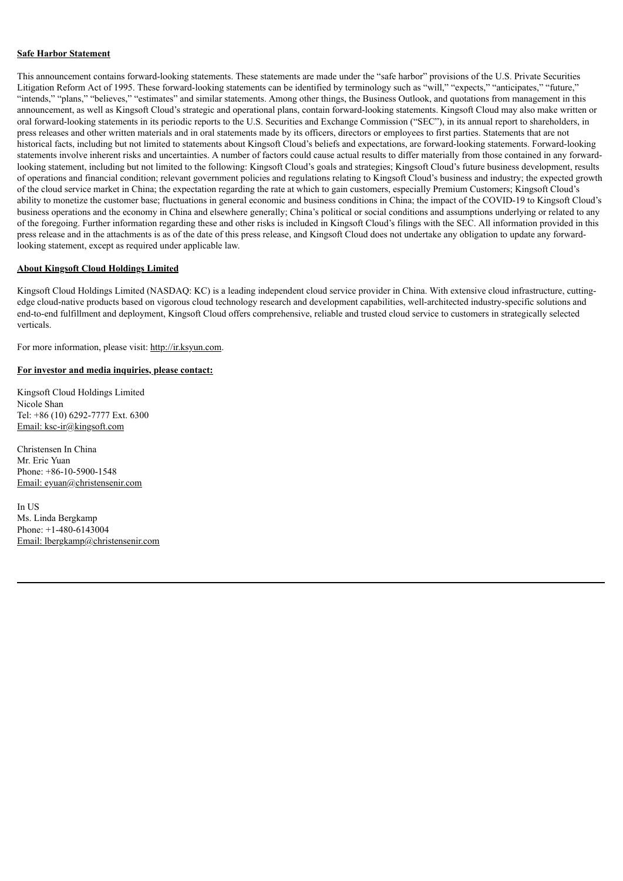**Safe Harbor Statement**

This announcement contains forward-looking statements. These statements are made under the "safe harbor" provisions of the U.S. Private Securities Litigation Reform Act of 1995. These forward-looking statements can be identified by terminology such as "will," "expects," "anticipates," "future," "intends," "plans," "believes," "estimates" and similar statements. Among other things, the Business Outlook, and quotations from management in this announcement, as well as Kingsoft Cloud's strategic and operational plans, contain forward-looking statements. Kingsoft Cloud may also make written or oral forward-looking statements in its periodic reports to the U.S. Securities and Exchange Commission ("SEC"), in its annual report to shareholders, in press releases and other written materials and in oral statements made by its officers, directors or employees to first parties. Statements that are not historical facts, including but not limited to statements about Kingsoft Cloud's beliefs and expectations, are forward-looking statements. Forward-looking statements involve inherent risks and uncertainties. A number of factors could cause actual results to differ materially from those contained in any forward-looking statement, including but not limited to the following: Kingsoft Cloud's goals and strategies; Kingsoft Cloud's future business development, results of operations and financial condition; relevant government policies and regulations relating to Kingsoft Cloud's business and industry; the expected growth of the cloud service market in China; the expectation regarding the rate at which to gain customers, especially Premium Customers; Kingsoft Cloud's ability to monetize the customer base; fluctuations in general economic and business conditions in China; the impact of the COVID-19 to Kingsoft Cloud's business operations and the economy in China and elsewhere generally; China's political or social conditions and assumptions underlying or related to any of the foregoing. Further information regarding these and other risks is included in Kingsoft Cloud's filings with the SEC. All information provided in this press release and in the attachments is as of the date of this press release, and Kingsoft Cloud does not undertake any obligation to update any forward-looking statement, except as required under applicable law.

**About Kingsoft Cloud Holdings Limited**

Kingsoft Cloud Holdings Limited (NASDAQ: KC) is a leading independent cloud service provider in China. With extensive cloud infrastructure, cutting-edge cloud-native products based on vigorous cloud technology research and development capabilities, well-architected industry-specific solutions and end-to-end fulfillment and deployment, Kingsoft Cloud offers comprehensive, reliable and trusted cloud service to customers in strategically selected verticals.

For more information, please visit: http://ir.ksyun.com.

**For investor and media inquiries, please contact:**

Kingsoft Cloud Holdings Limited
Nicole Shan
Tel: +86 (10) 6292-7777 Ext. 6300
Email: ksc-ir@kingsoft.com

Christensen In China
Mr. Eric Yuan
Phone: +86-10-5900-1548
Email: eyuan@christensenir.com

In US
Ms. Linda Bergkamp
Phone: +1-480-6143004
Email: lbergkamp@christensenir.com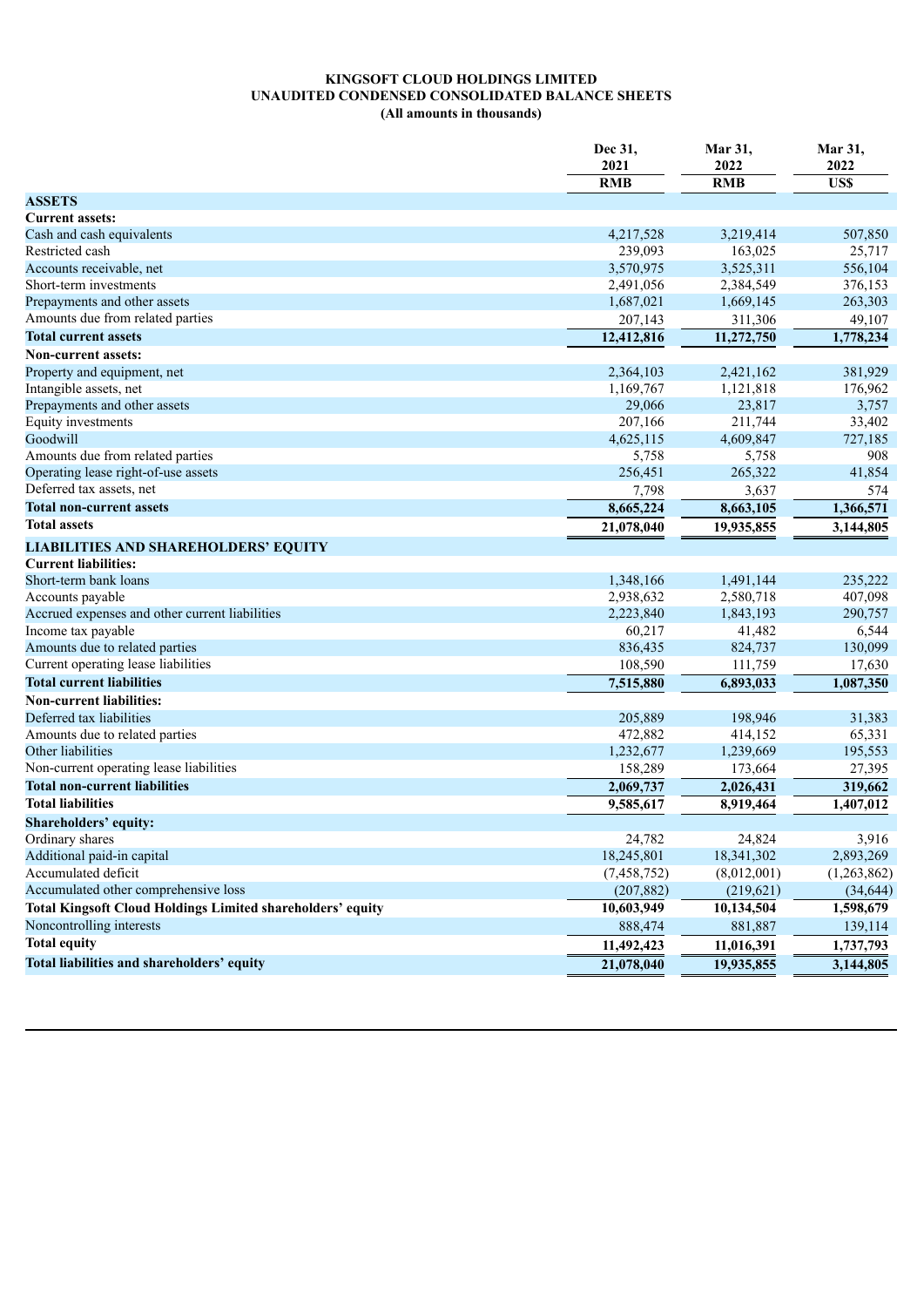**KINGSOFT CLOUD HOLDINGS LIMITED**
**UNAUDITED CONDENSED CONSOLIDATED BALANCE SHEETS**
**(All amounts in thousands)**

| | Dec 31, 2021 | Mar 31, 2022 | Mar 31, 2022 |
|---|---|---|---|
| | RMB | RMB | US$ |
| **ASSETS** | | | |
| **Current assets:** | | | |
| Cash and cash equivalents | 4,217,528 | 3,219,414 | 507,850 |
| Restricted cash | 239,093 | 163,025 | 25,717 |
| Accounts receivable, net | 3,570,975 | 3,525,311 | 556,104 |
| Short-term investments | 2,491,056 | 2,384,549 | 376,153 |
| Prepayments and other assets | 1,687,021 | 1,669,145 | 263,303 |
| Amounts due from related parties | 207,143 | 311,306 | 49,107 |
| **Total current assets** | **12,412,816** | **11,272,750** | **1,778,234** |
| **Non-current assets:** | | | |
| Property and equipment, net | 2,364,103 | 2,421,162 | 381,929 |
| Intangible assets, net | 1,169,767 | 1,121,818 | 176,962 |
| Prepayments and other assets | 29,066 | 23,817 | 3,757 |
| Equity investments | 207,166 | 211,744 | 33,402 |
| Goodwill | 4,625,115 | 4,609,847 | 727,185 |
| Amounts due from related parties | 5,758 | 5,758 | 908 |
| Operating lease right-of-use assets | 256,451 | 265,322 | 41,854 |
| Deferred tax assets, net | 7,798 | 3,637 | 574 |
| **Total non-current assets** | **8,665,224** | **8,663,105** | **1,366,571** |
| **Total assets** | **21,078,040** | **19,935,855** | **3,144,805** |
| **LIABILITIES AND SHAREHOLDERS' EQUITY** | | | |
| **Current liabilities:** | | | |
| Short-term bank loans | 1,348,166 | 1,491,144 | 235,222 |
| Accounts payable | 2,938,632 | 2,580,718 | 407,098 |
| Accrued expenses and other current liabilities | 2,223,840 | 1,843,193 | 290,757 |
| Income tax payable | 60,217 | 41,482 | 6,544 |
| Amounts due to related parties | 836,435 | 824,737 | 130,099 |
| Current operating lease liabilities | 108,590 | 111,759 | 17,630 |
| **Total current liabilities** | **7,515,880** | **6,893,033** | **1,087,350** |
| **Non-current liabilities:** | | | |
| Deferred tax liabilities | 205,889 | 198,946 | 31,383 |
| Amounts due to related parties | 472,882 | 414,152 | 65,331 |
| Other liabilities | 1,232,677 | 1,239,669 | 195,553 |
| Non-current operating lease liabilities | 158,289 | 173,664 | 27,395 |
| **Total non-current liabilities** | **2,069,737** | **2,026,431** | **319,662** |
| **Total liabilities** | **9,585,617** | **8,919,464** | **1,407,012** |
| **Shareholders' equity:** | | | |
| Ordinary shares | 24,782 | 24,824 | 3,916 |
| Additional paid-in capital | 18,245,801 | 18,341,302 | 2,893,269 |
| Accumulated deficit | (7,458,752) | (8,012,001) | (1,263,862) |
| Accumulated other comprehensive loss | (207,882) | (219,621) | (34,644) |
| **Total Kingsoft Cloud Holdings Limited shareholders' equity** | **10,603,949** | **10,134,504** | **1,598,679** |
| Noncontrolling interests | 888,474 | 881,887 | 139,114 |
| **Total equity** | **11,492,423** | **11,016,391** | **1,737,793** |
| **Total liabilities and shareholders' equity** | **21,078,040** | **19,935,855** | **3,144,805** |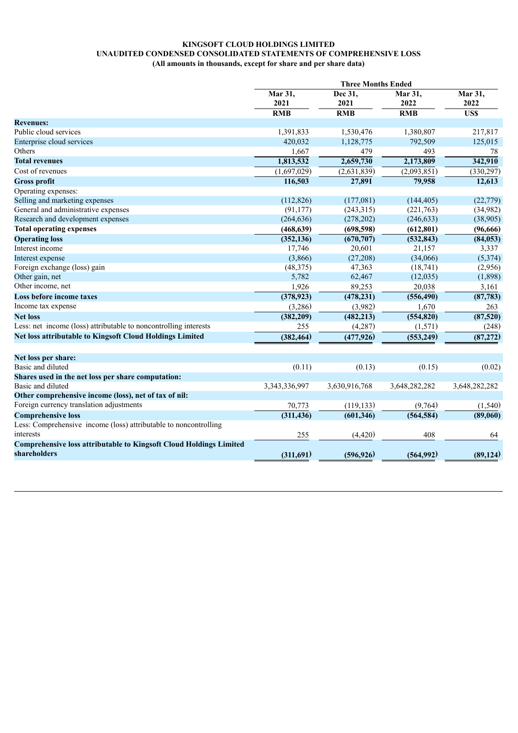**KINGSOFT CLOUD HOLDINGS LIMITED**
**UNAUDITED CONDENSED CONSOLIDATED STATEMENTS OF COMPREHENSIVE LOSS**
**(All amounts in thousands, except for share and per share data)**

| | Three Months Ended | | | |
|---|---|---|---|---|
| | **Mar 31, 2021** | **Dec 31, 2021** | **Mar 31, 2022** | **Mar 31, 2022** |
| | **RMB** | **RMB** | **RMB** | **US$** |
| **Revenues:** | | | | |
| Public cloud services | 1,391,833 | 1,530,476 | 1,380,807 | 217,817 |
| Enterprise cloud services | 420,032 | 1,128,775 | 792,509 | 125,015 |
| Others | 1,667 | 479 | 493 | 78 |
| **Total revenues** | **1,813,532** | **2,659,730** | **2,173,809** | **342,910** |
| Cost of revenues | (1,697,029) | (2,631,839) | (2,093,851) | (330,297) |
| **Gross profit** | **116,503** | **27,891** | **79,958** | **12,613** |
| Operating expenses: | | | | |
| Selling and marketing expenses | (112,826) | (177,081) | (144,405) | (22,779) |
| General and administrative expenses | (91,177) | (243,315) | (221,763) | (34,982) |
| Research and development expenses | (264,636) | (278,202) | (246,633) | (38,905) |
| **Total operating expenses** | **(468,639)** | **(698,598)** | **(612,801)** | **(96,666)** |
| **Operating loss** | **(352,136)** | **(670,707)** | **(532,843)** | **(84,053)** |
| Interest income | 17,746 | 20,601 | 21,157 | 3,337 |
| Interest expense | (3,866) | (27,208) | (34,066) | (5,374) |
| Foreign exchange (loss) gain | (48,375) | 47,363 | (18,741) | (2,956) |
| Other gain, net | 5,782 | 62,467 | (12,035) | (1,898) |
| Other income, net | 1,926 | 89,253 | 20,038 | 3,161 |
| **Loss before income taxes** | **(378,923)** | **(478,231)** | **(556,490)** | **(87,783)** |
| Income tax expense | (3,286) | (3,982) | 1,670 | 263 |
| **Net loss** | **(382,209)** | **(482,213)** | **(554,820)** | **(87,520)** |
| Less: net income (loss) attributable to noncontrolling interests | 255 | (4,287) | (1,571) | (248) |
| **Net loss attributable to Kingsoft Cloud Holdings Limited** | **(382,464)** | **(477,926)** | **(553,249)** | **(87,272)** |
| | | | | |
| **Net loss per share:** | | | | |
| Basic and diluted | (0.11) | (0.13) | (0.15) | (0.02) |
| **Shares used in the net loss per share computation:** | | | | |
| Basic and diluted | 3,343,336,997 | 3,630,916,768 | 3,648,282,282 | 3,648,282,282 |
| **Other comprehensive income (loss), net of tax of nil:** | | | | |
| Foreign currency translation adjustments | 70,773 | (119,133) | (9,764) | (1,540) |
| **Comprehensive loss** | **(311,436)** | **(601,346)** | **(564,584)** | **(89,060)** |
| Less: Comprehensive income (loss) attributable to noncontrolling interests | 255 | (4,420) | 408 | 64 |
| **Comprehensive loss attributable to Kingsoft Cloud Holdings Limited shareholders** | **(311,691)** | **(596,926)** | **(564,992)** | **(89,124)** |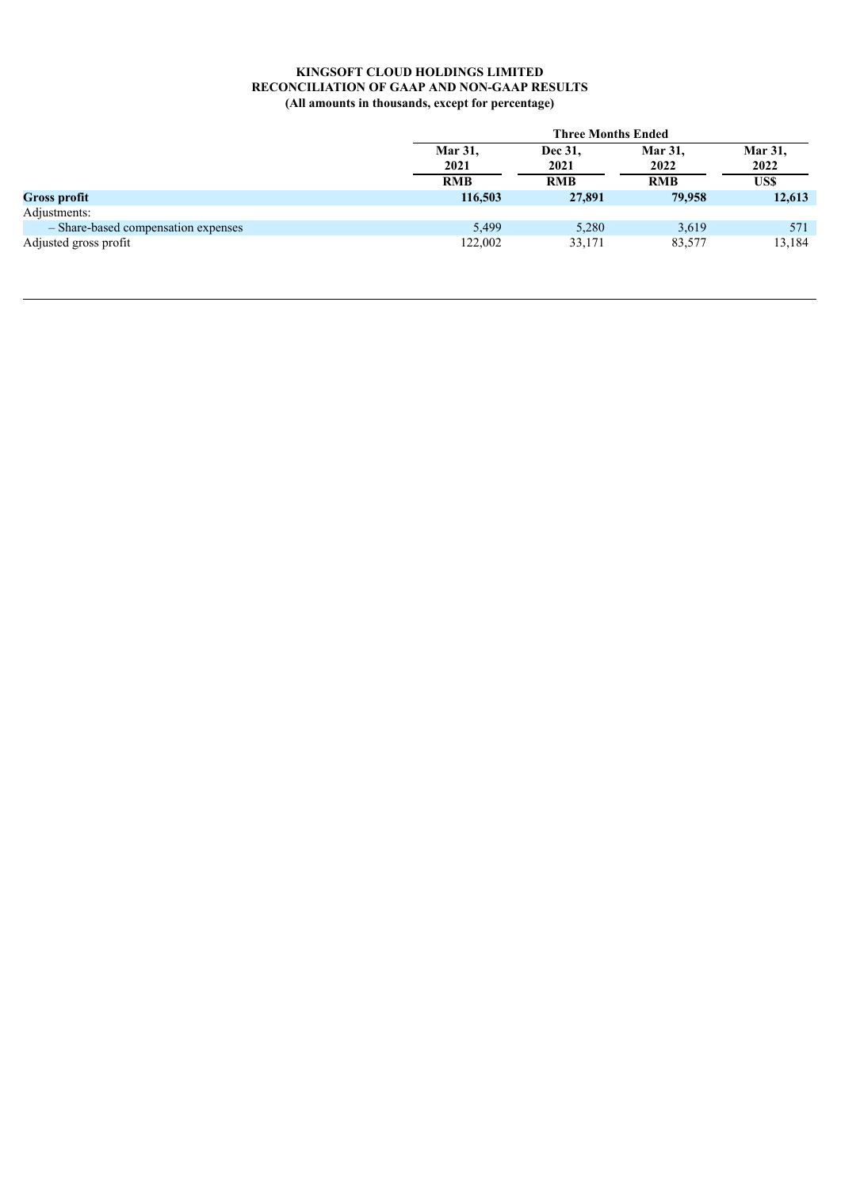**KINGSOFT CLOUD HOLDINGS LIMITED**
**RECONCILIATION OF GAAP AND NON-GAAP RESULTS**
**(All amounts in thousands, except for percentage)**

| | Three Months Ended | | | |
|---|---|---|---|---|
| | Mar 31, 2021 | Dec 31, 2021 | Mar 31, 2022 | Mar 31, 2022 |
| | RMB | RMB | RMB | US$ |
| **Gross profit** | **116,503** | **27,891** | **79,958** | **12,613** |
| Adjustments: | | | | |
| – Share-based compensation expenses | 5,499 | 5,280 | 3,619 | 571 |
| Adjusted gross profit | 122,002 | 33,171 | 83,577 | 13,184 |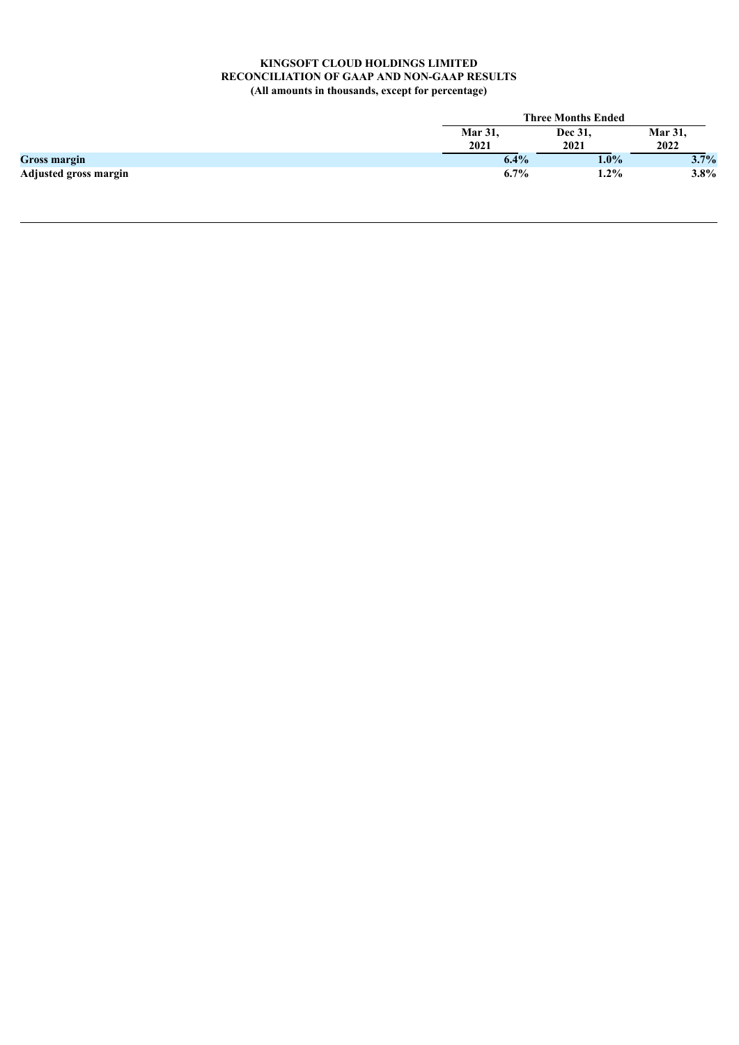**KINGSOFT CLOUD HOLDINGS LIMITED**
**RECONCILIATION OF GAAP AND NON-GAAP RESULTS**
**(All amounts in thousands, except for percentage)**

| | Three Months Ended | | |
|---|---|---|---|
| | Mar 31, 2021 | Dec 31, 2021 | Mar 31, 2022 |
| **Gross margin** | **6.4%** | **1.0%** | **3.7%** |
| **Adjusted gross margin** | **6.7%** | **1.2%** | **3.8%** |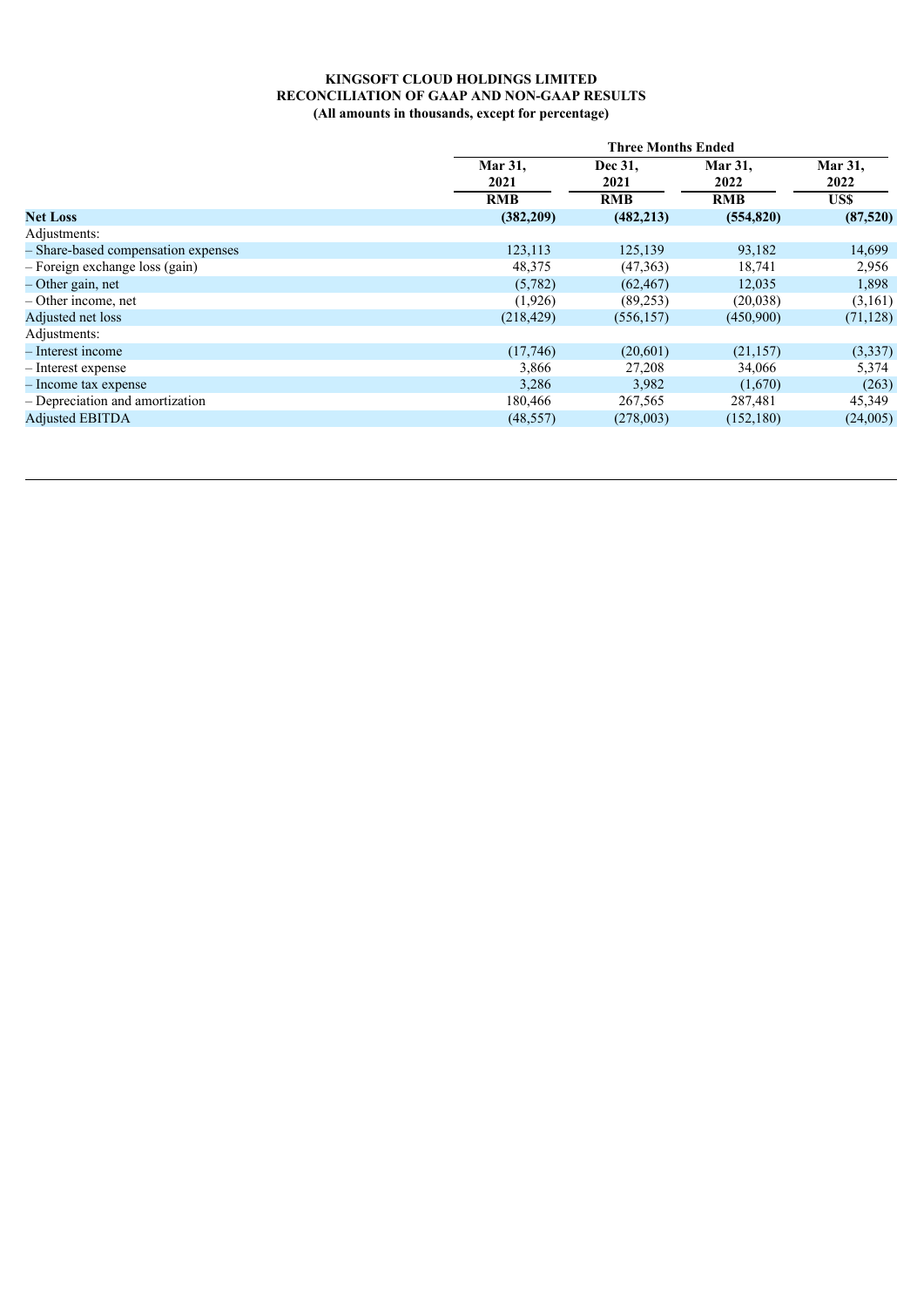**KINGSOFT CLOUD HOLDINGS LIMITED**
**RECONCILIATION OF GAAP AND NON-GAAP RESULTS**
**(All amounts in thousands, except for percentage)**

| | Three Months Ended | | | |
|---|---|---|---|---|
| | Mar 31, 2021 | Dec 31, 2021 | Mar 31, 2022 | Mar 31, 2022 |
| | RMB | RMB | RMB | US$ |
| **Net Loss** | **(382,209)** | **(482,213)** | **(554,820)** | **(87,520)** |
| Adjustments: | | | | |
| – Share-based compensation expenses | 123,113 | 125,139 | 93,182 | 14,699 |
| – Foreign exchange loss (gain) | 48,375 | (47,363) | 18,741 | 2,956 |
| – Other gain, net | (5,782) | (62,467) | 12,035 | 1,898 |
| – Other income, net | (1,926) | (89,253) | (20,038) | (3,161) |
| Adjusted net loss | (218,429) | (556,157) | (450,900) | (71,128) |
| Adjustments: | | | | |
| – Interest income | (17,746) | (20,601) | (21,157) | (3,337) |
| – Interest expense | 3,866 | 27,208 | 34,066 | 5,374 |
| – Income tax expense | 3,286 | 3,982 | (1,670) | (263) |
| – Depreciation and amortization | 180,466 | 267,565 | 287,481 | 45,349 |
| Adjusted EBITDA | (48,557) | (278,003) | (152,180) | (24,005) |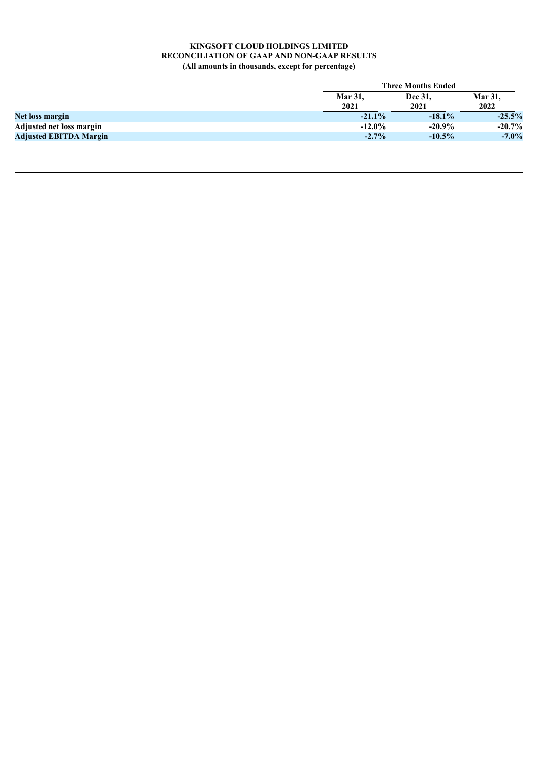**KINGSOFT CLOUD HOLDINGS LIMITED**
**RECONCILIATION OF GAAP AND NON-GAAP RESULTS**
**(All amounts in thousands, except for percentage)**

| | Three Months Ended | | |
|---|---|---|---|
| | Mar 31, 2021 | Dec 31, 2021 | Mar 31, 2022 |
| **Net loss margin** | -21.1% | -18.1% | -25.5% |
| **Adjusted net loss margin** | -12.0% | -20.9% | -20.7% |
| **Adjusted EBITDA Margin** | -2.7% | -10.5% | -7.0% |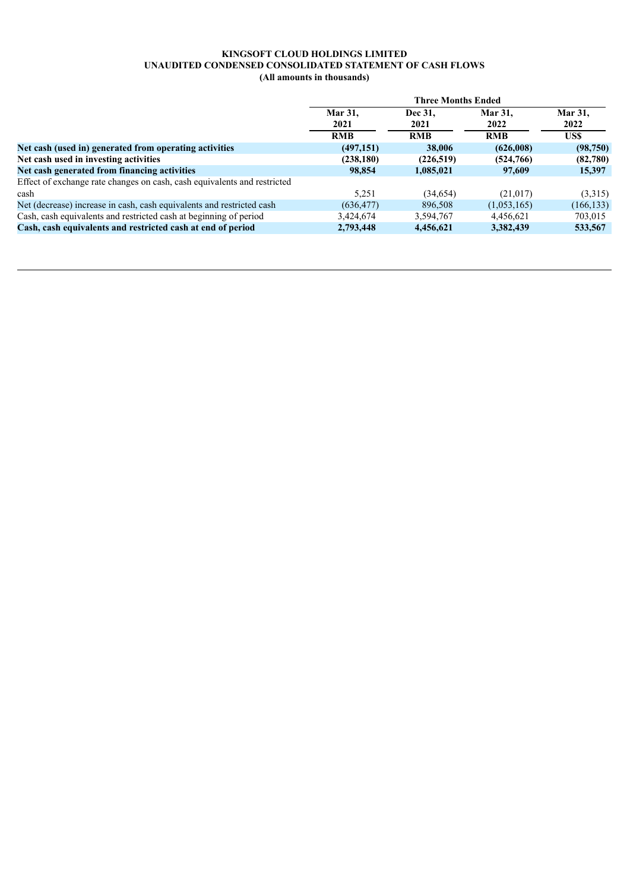**KINGSOFT CLOUD HOLDINGS LIMITED**
**UNAUDITED CONDENSED CONSOLIDATED STATEMENT OF CASH FLOWS**
**(All amounts in thousands)**

| | Three Months Ended | | | |
|---|---|---|---|---|
| | **Mar 31, 2021** | **Dec 31, 2021** | **Mar 31, 2022** | **Mar 31, 2022** |
| | **RMB** | **RMB** | **RMB** | **US$** |
| **Net cash (used in) generated from operating activities** | **(497,151)** | **38,006** | **(626,008)** | **(98,750)** |
| **Net cash used in investing activities** | **(238,180)** | **(226,519)** | **(524,766)** | **(82,780)** |
| **Net cash generated from financing activities** | **98,854** | **1,085,021** | **97,609** | **15,397** |
| Effect of exchange rate changes on cash, cash equivalents and restricted cash | 5,251 | (34,654) | (21,017) | (3,315) |
| Net (decrease) increase in cash, cash equivalents and restricted cash | (636,477) | 896,508 | (1,053,165) | (166,133) |
| Cash, cash equivalents and restricted cash at beginning of period | 3,424,674 | 3,594,767 | 4,456,621 | 703,015 |
| **Cash, cash equivalents and restricted cash at end of period** | **2,793,448** | **4,456,621** | **3,382,439** | **533,567** |